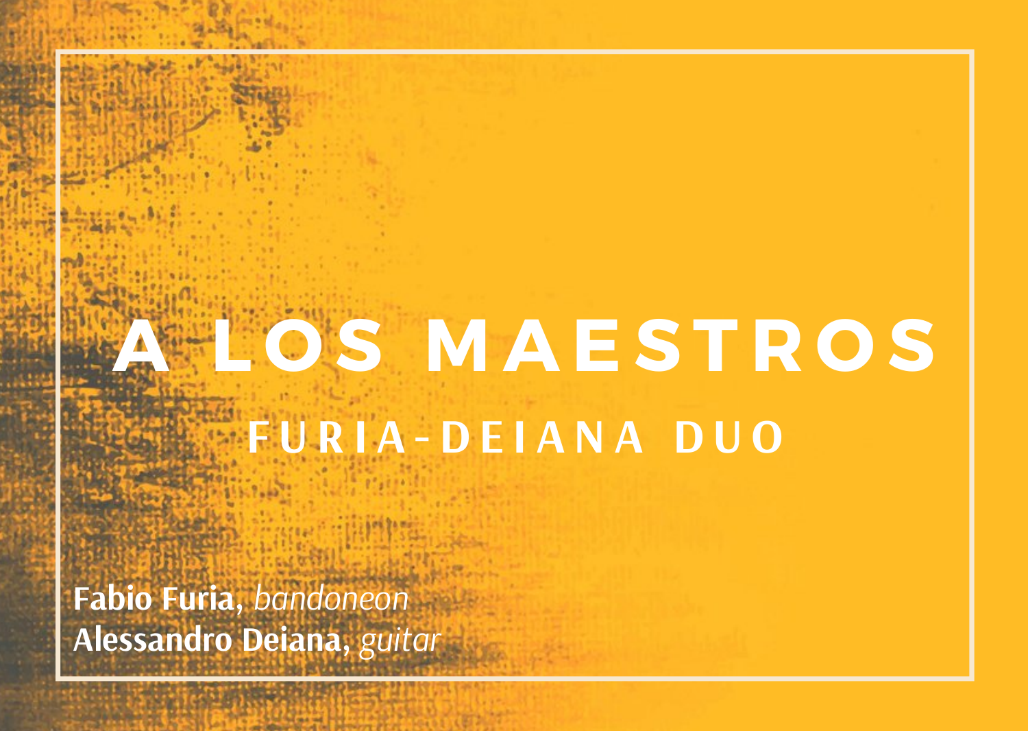# A LOS MAESTROS

## FURIA-DEIANA DUO

**Fabio Furia**, *bandoneon*
**Alessandro Deiana**, *guitar*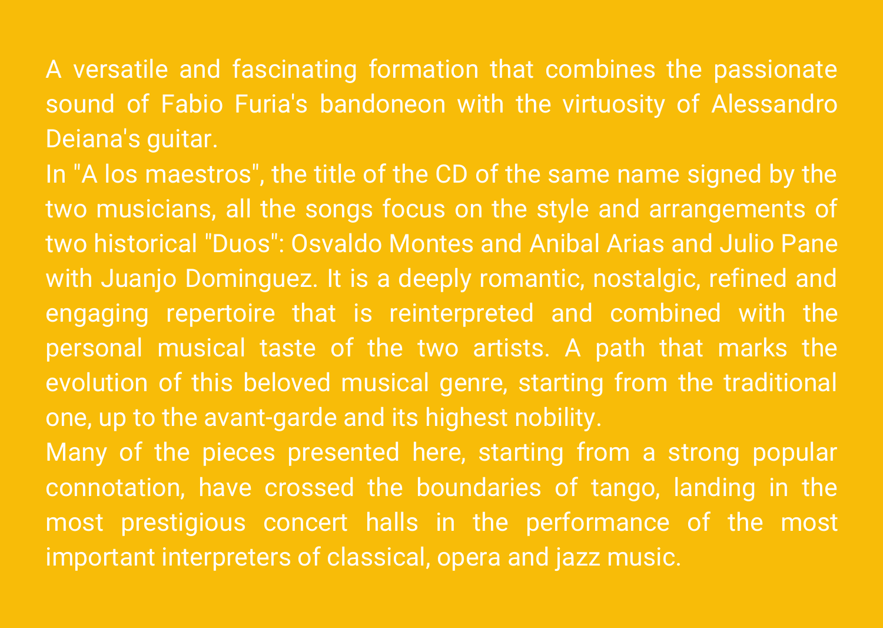A versatile and fascinating formation that combines the passionate sound of Fabio Furia's bandoneon with the virtuosity of Alessandro Deiana's guitar.

In "A los maestros", the title of the CD of the same name signed by the two musicians, all the songs focus on the style and arrangements of two historical "Duos": Osvaldo Montes and Anibal Arias and Julio Pane with Juanjo Dominguez. It is a deeply romantic, nostalgic, refined and engaging repertoire that is reinterpreted and combined with the personal musical taste of the two artists. A path that marks the evolution of this beloved musical genre, starting from the traditional one, up to the avant-garde and its highest nobility.

Many of the pieces presented here, starting from a strong popular connotation, have crossed the boundaries of tango, landing in the most prestigious concert halls in the performance of the most important interpreters of classical, opera and jazz music.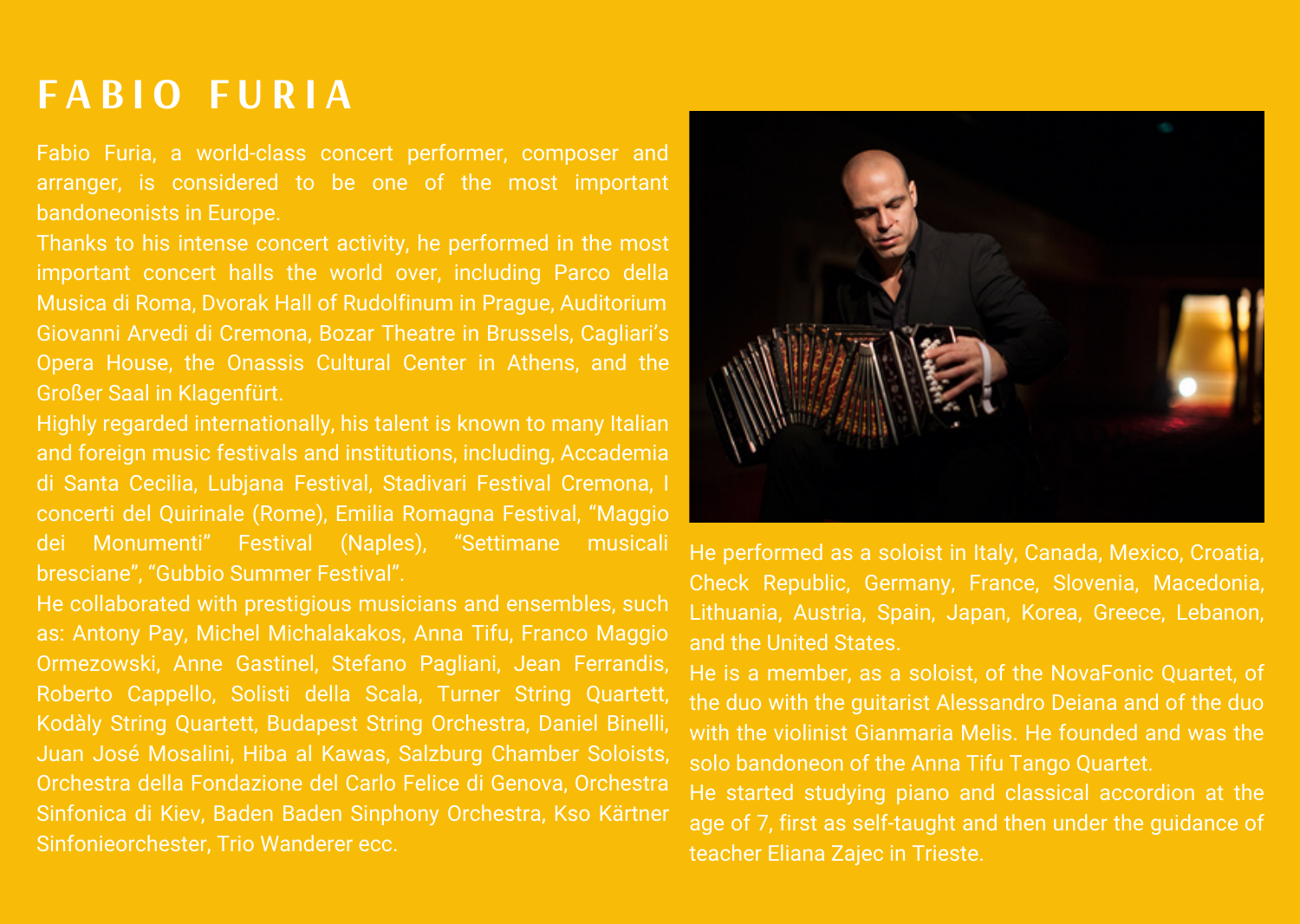# FABIO FURIA

Fabio Furia, a world-class concert performer, composer and arranger, is considered to be one of the most important bandoneonists in Europe.

Thanks to his intense concert activity, he performed in the most important concert halls the world over, including Parco della Musica di Roma, Dvorak Hall of Rudolfinum in Prague, Auditorium Giovanni Arvedi di Cremona, Bozar Theatre in Brussels, Cagliari's Opera House, the Onassis Cultural Center in Athens, and the Großer Saal in Klagenfürt.

Highly regarded internationally, his talent is known to many Italian and foreign music festivals and institutions, including, Accademia di Santa Cecilia, Lubjana Festival, Stadivari Festival Cremona, I concerti del Quirinale (Rome), Emilia Romagna Festival, "Maggio dei Monumenti" Festival (Naples), "Settimane musicali bresciane", "Gubbio Summer Festival".

He collaborated with prestigious musicians and ensembles, such as: Antony Pay, Michel Michalakakos, Anna Tifu, Franco Maggio Ormezowski, Anne Gastinel, Stefano Pagliani, Jean Ferrandis, Roberto Cappello, Solisti della Scala, Turner String Quartett, Kodàly String Quartett, Budapest String Orchestra, Daniel Binelli, Juan José Mosalini, Hiba al Kawas, Salzburg Chamber Soloists, Orchestra della Fondazione del Carlo Felice di Genova, Orchestra Sinfonica di Kiev, Baden Baden Sinphony Orchestra, Kso Kärtner Sinfonieorchester, Trio Wanderer ecc.

He performed as a soloist in Italy, Canada, Mexico, Croatia, Check Republic, Germany, France, Slovenia, Macedonia, Lithuania, Austria, Spain, Japan, Korea, Greece, Lebanon, and the United States.

He is a member, as a soloist, of the NovaFonic Quartet, of the duo with the guitarist Alessandro Deiana and of the duo with the violinist Gianmaria Melis. He founded and was the solo bandoneon of the Anna Tifu Tango Quartet.

He started studying piano and classical accordion at the age of 7, first as self-taught and then under the guidance of teacher Eliana Zajec in Trieste.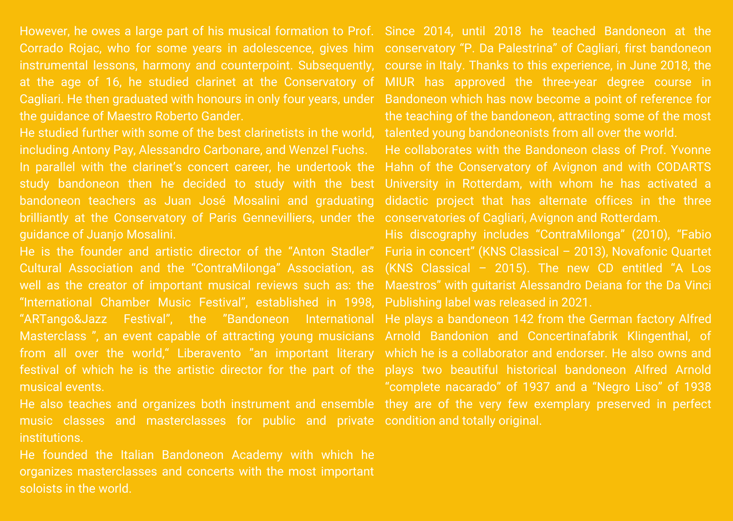However, he owes a large part of his musical formation to Prof. Corrado Rojac, who for some years in adolescence, gives him instrumental lessons, harmony and counterpoint. Subsequently, at the age of 16, he studied clarinet at the Conservatory of Cagliari. He then graduated with honours in only four years, under the guidance of Maestro Roberto Gander.

He studied further with some of the best clarinetists in the world, including Antony Pay, Alessandro Carbonare, and Wenzel Fuchs.

In parallel with the clarinet's concert career, he undertook the study bandoneon then he decided to study with the best bandoneon teachers as Juan José Mosalini and graduating brilliantly at the Conservatory of Paris Gennevilliers, under the guidance of Juanjo Mosalini.

He is the founder and artistic director of the "Anton Stadler" Cultural Association and the "ContraMilonga" Association, as well as the creator of important musical reviews such as: the "International Chamber Music Festival", established in 1998, "ARTango&Jazz Festival", the "Bandoneon International Masterclass ", an event capable of attracting young musicians from all over the world," Liberavento "an important literary festival of which he is the artistic director for the part of the musical events.

He also teaches and organizes both instrument and ensemble music classes and masterclasses for public and private institutions.

He founded the Italian Bandoneon Academy with which he organizes masterclasses and concerts with the most important soloists in the world.

Since 2014, until 2018 he teached Bandoneon at the conservatory "P. Da Palestrina" of Cagliari, first bandoneon course in Italy. Thanks to this experience, in June 2018, the MIUR has approved the three-year degree course in Bandoneon which has now become a point of reference for the teaching of the bandoneon, attracting some of the most talented young bandoneonists from all over the world.

He collaborates with the Bandoneon class of Prof. Yvonne Hahn of the Conservatory of Avignon and with CODARTS University in Rotterdam, with whom he has activated a didactic project that has alternate offices in the three conservatories of Cagliari, Avignon and Rotterdam.

His discography includes "ContraMilonga" (2010), "Fabio Furia in concert" (KNS Classical – 2013), Novafonic Quartet (KNS Classical – 2015). The new CD entitled "A Los Maestros" with guitarist Alessandro Deiana for the Da Vinci Publishing label was released in 2021.

He plays a bandoneon 142 from the German factory Alfred Arnold Bandonion and Concertinafabrik Klingenthal, of which he is a collaborator and endorser. He also owns and plays two beautiful historical bandoneon Alfred Arnold "complete nacarado" of 1937 and a "Negro Liso" of 1938 they are of the very few exemplary preserved in perfect condition and totally original.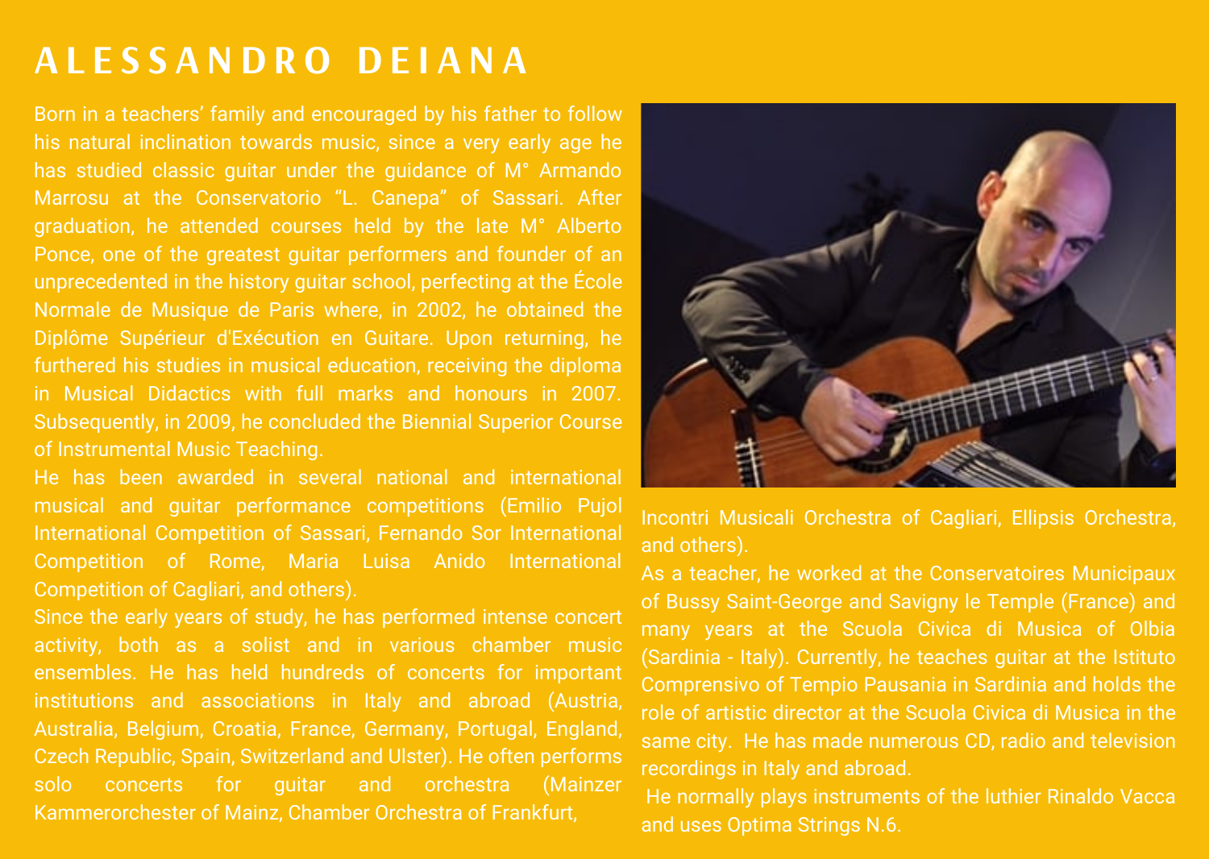# ALESSANDRO DEIANA

Born in a teachers' family and encouraged by his father to follow his natural inclination towards music, since a very early age he has studied classic guitar under the guidance of M° Armando Marrosu at the Conservatorio "L. Canepa" of Sassari. After graduation, he attended courses held by the late M° Alberto Ponce, one of the greatest guitar performers and founder of an unprecedented in the history guitar school, perfecting at the École Normale de Musique de Paris where, in 2002, he obtained the Diplôme Supérieur d'Exécution en Guitare. Upon returning, he furthered his studies in musical education, receiving the diploma in Musical Didactics with full marks and honours in 2007. Subsequently, in 2009, he concluded the Biennial Superior Course of Instrumental Music Teaching.

He has been awarded in several national and international musical and guitar performance competitions (Emilio Pujol International Competition of Sassari, Fernando Sor International Competition of Rome, Maria Luisa Anido International Competition of Cagliari, and others).

Since the early years of study, he has performed intense concert activity, both as a solist and in various chamber music ensembles. He has held hundreds of concerts for important institutions and associations in Italy and abroad (Austria, Australia, Belgium, Croatia, France, Germany, Portugal, England, Czech Republic, Spain, Switzerland and Ulster). He often performs solo concerts for guitar and orchestra (Mainzer Kammerorchester of Mainz, Chamber Orchestra of Frankfurt, Incontri Musicali Orchestra of Cagliari, Ellipsis Orchestra, and others).

As a teacher, he worked at the Conservatoires Municipaux of Bussy Saint-George and Savigny le Temple (France) and many years at the Scuola Civica di Musica of Olbia (Sardinia - Italy). Currently, he teaches guitar at the Istituto Comprensivo of Tempio Pausania in Sardinia and holds the role of artistic director at the Scuola Civica di Musica in the same city. He has made numerous CD, radio and television recordings in Italy and abroad.

He normally plays instruments of the luthier Rinaldo Vacca and uses Optima Strings N.6.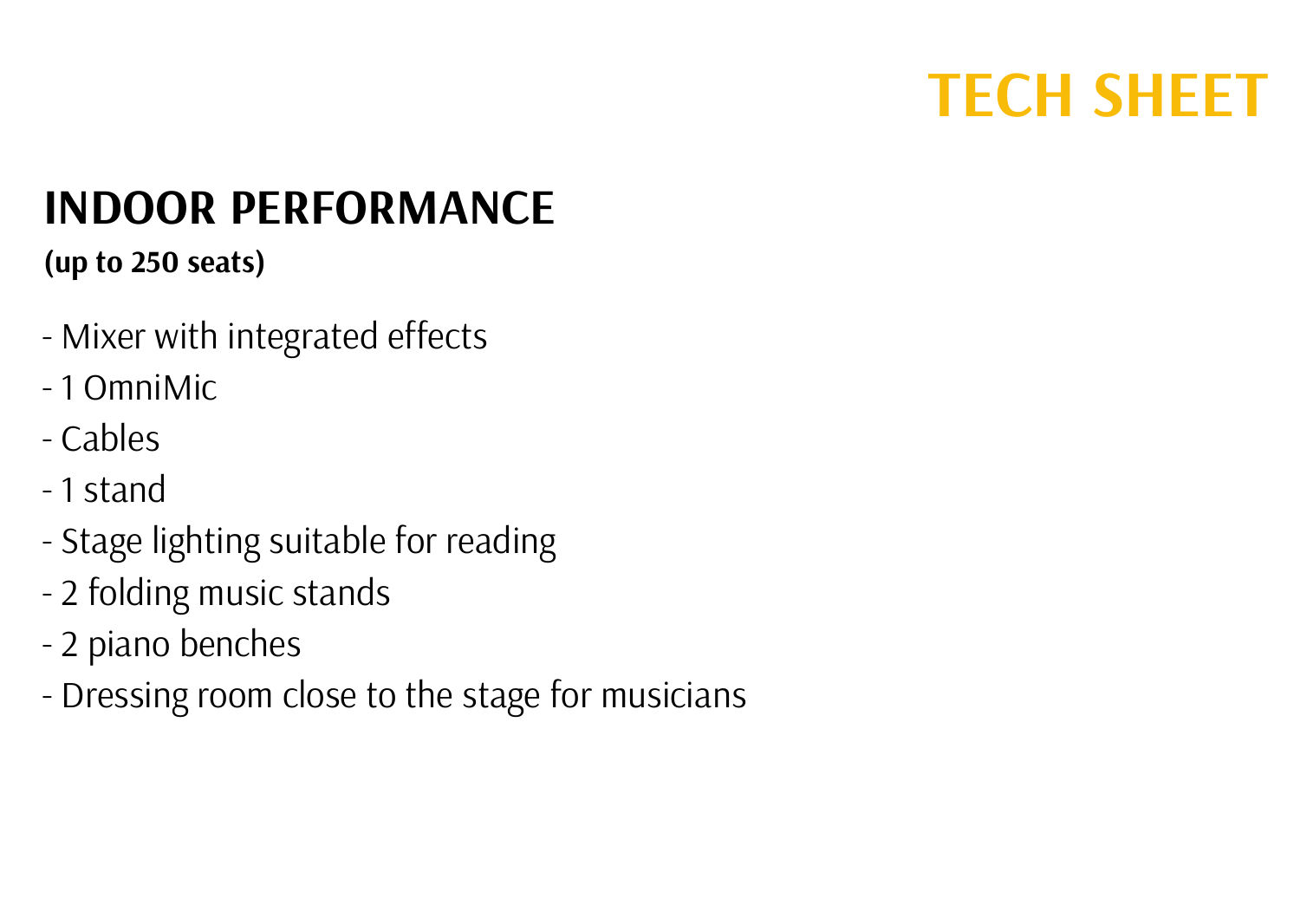# TECH SHEET

## INDOOR PERFORMANCE

**(up to 250 seats)**

- Mixer with integrated effects
- 1 OmniMic
- Cables
- 1 stand
- Stage lighting suitable for reading
- 2 folding music stands
- 2 piano benches
- Dressing room close to the stage for musicians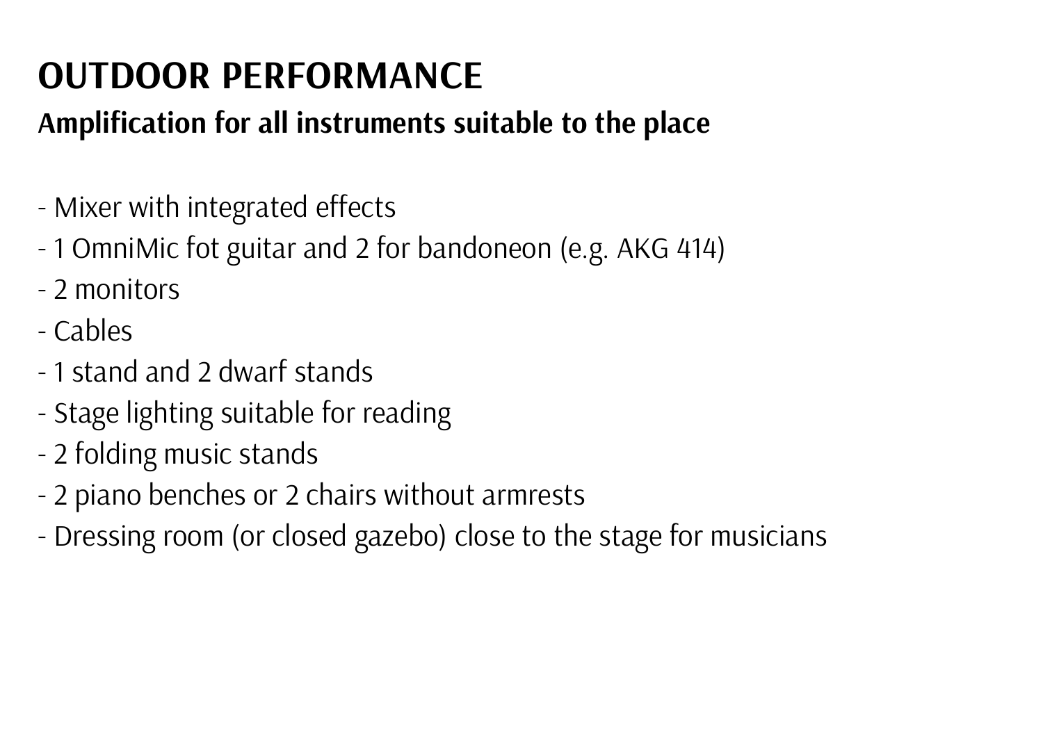# OUTDOOR PERFORMANCE

## Amplification for all instruments suitable to the place

- Mixer with integrated effects
- 1 OmniMic fot guitar and 2 for bandoneon (e.g. AKG 414)
- 2 monitors
- Cables
- 1 stand and 2 dwarf stands
- Stage lighting suitable for reading
- 2 folding music stands
- 2 piano benches or 2 chairs without armrests
- Dressing room (or closed gazebo) close to the stage for musicians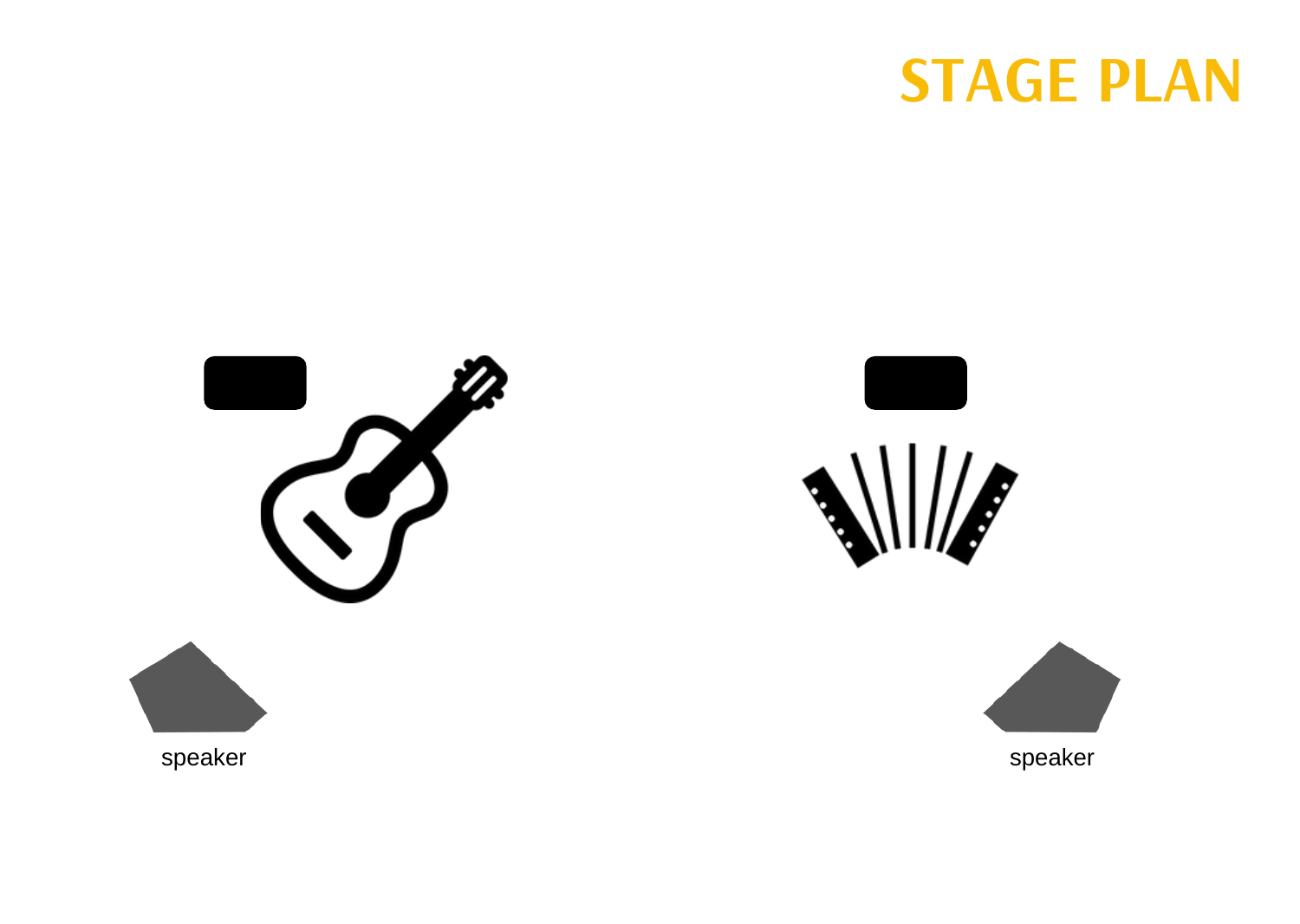# STAGE PLAN

speaker

speaker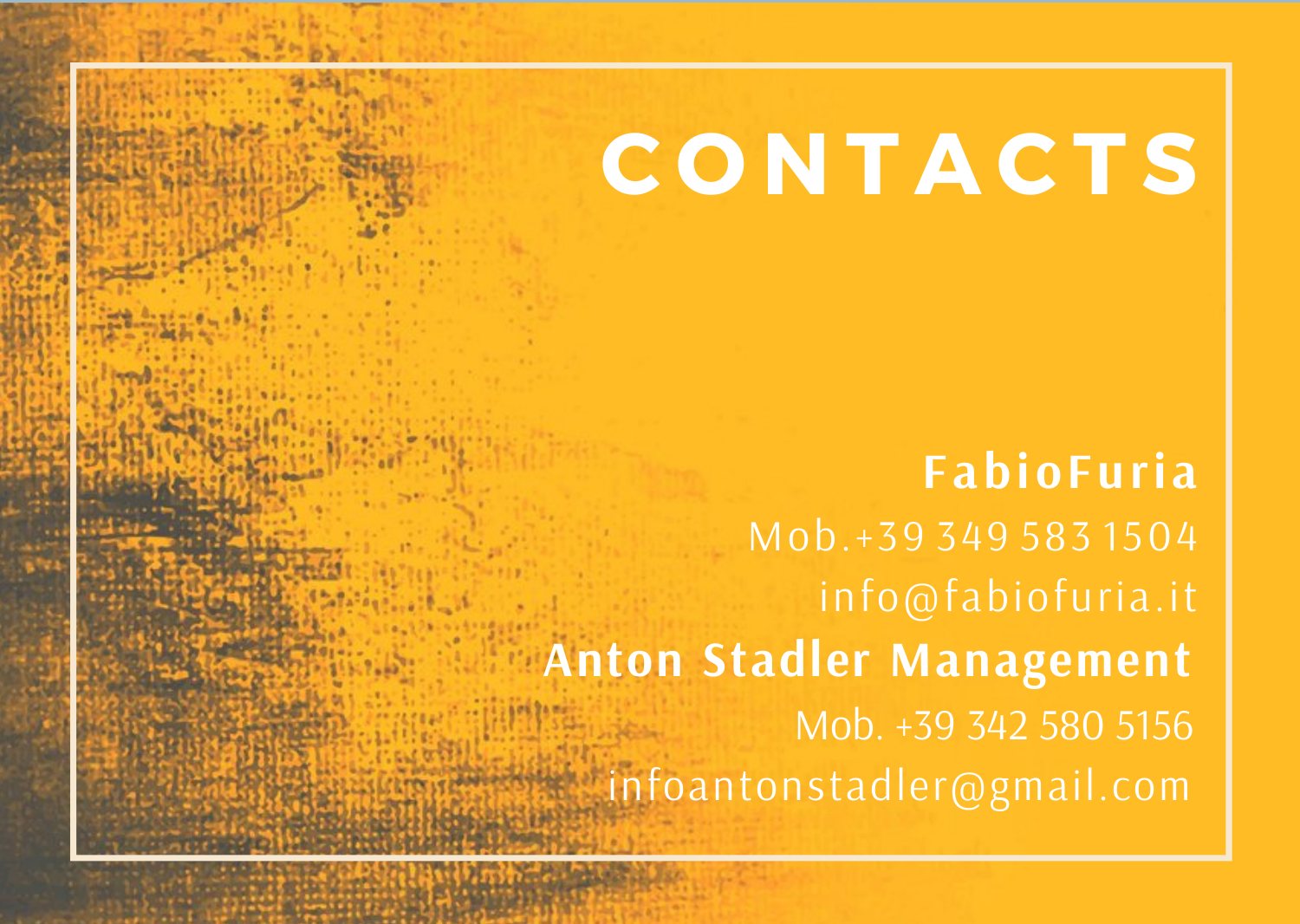# CONTACTS

**FabioFuria**

Mob.+39 349 583 1504

info@fabiofuria.it

**Anton Stadler Management**

Mob. +39 342 580 5156

infoantonstadler@gmail.com